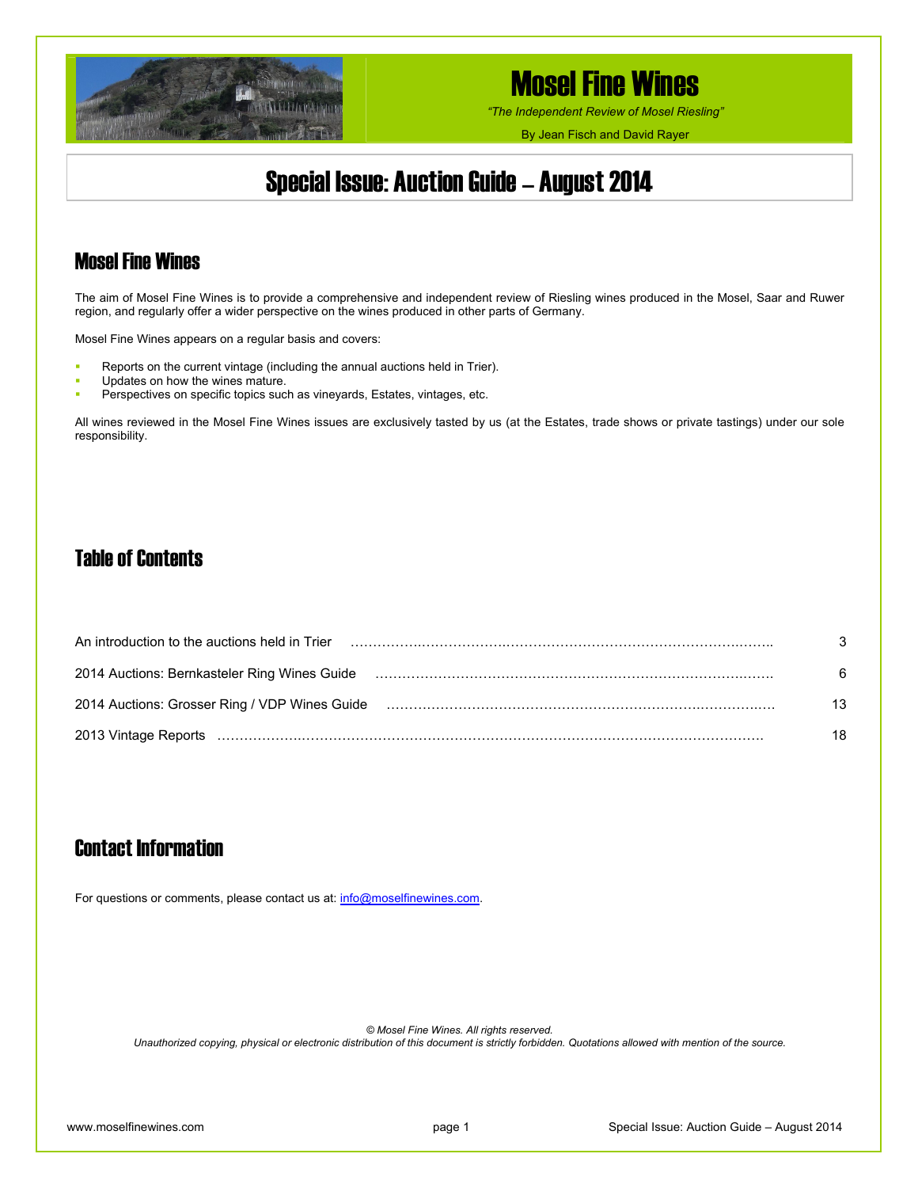# Mosel Fine Wines

*"The Independent Review of Mosel Riesling"*

By Jean Fisch and David Rayer

# Special Issue: Auction Guide – August 2014

## Mosel Fine Wines

The aim of Mosel Fine Wines is to provide a comprehensive and independent review of Riesling wines produced in the Mosel, Saar and Ruwer region, and regularly offer a wider perspective on the wines produced in other parts of Germany.

Mosel Fine Wines appears on a regular basis and covers:

- Reports on the current vintage (including the annual auctions held in Trier).
- Updates on how the wines mature.
- Perspectives on specific topics such as vineyards, Estates, vintages, etc.

All wines reviewed in the Mosel Fine Wines issues are exclusively tasted by us (at the Estates, trade shows or private tastings) under our sole responsibility.

## Table of Contents

| | |
|---|---|
| An introduction to the auctions held in Trier | 3 |
| 2014 Auctions: Bernkasteler Ring Wines Guide | 6 |
| 2014 Auctions: Grosser Ring / VDP Wines Guide | 13 |
| 2013 Vintage Reports | 18 |

## Contact Information

For questions or comments, please contact us at: info@moselfinewines.com.

*© Mosel Fine Wines. All rights reserved.*
*Unauthorized copying, physical or electronic distribution of this document is strictly forbidden. Quotations allowed with mention of the source.*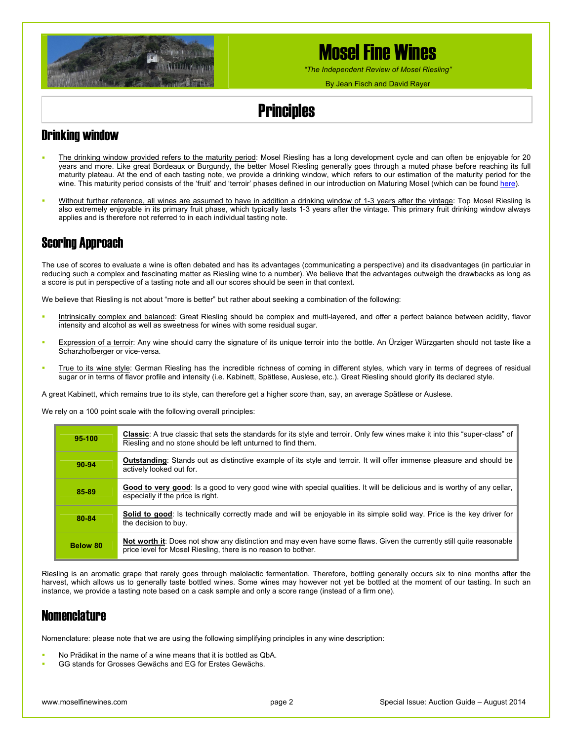# Mosel Fine Wines

*"The Independent Review of Mosel Riesling"*

By Jean Fisch and David Rayer

# Principles

## Drinking window

- The drinking window provided refers to the maturity period: Mosel Riesling has a long development cycle and can often be enjoyable for 20 years and more. Like great Bordeaux or Burgundy, the better Mosel Riesling generally goes through a muted phase before reaching its full maturity plateau. At the end of each tasting note, we provide a drinking window, which refers to our estimation of the maturity period for the wine. This maturity period consists of the 'fruit' and 'terroir' phases defined in our introduction on Maturing Mosel (which can be found here).
- Without further reference, all wines are assumed to have in addition a drinking window of 1-3 years after the vintage: Top Mosel Riesling is also extremely enjoyable in its primary fruit phase, which typically lasts 1-3 years after the vintage. This primary fruit drinking window always applies and is therefore not referred to in each individual tasting note.

## Scoring Approach

The use of scores to evaluate a wine is often debated and has its advantages (communicating a perspective) and its disadvantages (in particular in reducing such a complex and fascinating matter as Riesling wine to a number). We believe that the advantages outweigh the drawbacks as long as a score is put in perspective of a tasting note and all our scores should be seen in that context.

We believe that Riesling is not about "more is better" but rather about seeking a combination of the following:

- Intrinsically complex and balanced: Great Riesling should be complex and multi-layered, and offer a perfect balance between acidity, flavor intensity and alcohol as well as sweetness for wines with some residual sugar.
- Expression of a terroir: Any wine should carry the signature of its unique terroir into the bottle. An Ürziger Würzgarten should not taste like a Scharzhofberger or vice-versa.
- True to its wine style: German Riesling has the incredible richness of coming in different styles, which vary in terms of degrees of residual sugar or in terms of flavor profile and intensity (i.e. Kabinett, Spätlese, Auslese, etc.). Great Riesling should glorify its declared style.

A great Kabinett, which remains true to its style, can therefore get a higher score than, say, an average Spätlese or Auslese.

We rely on a 100 point scale with the following overall principles:

| Score | Description |
|---|---|
| **95-100** | **Classic**: A true classic that sets the standards for its style and terroir. Only few wines make it into this "super-class" of Riesling and no stone should be left unturned to find them. |
| **90-94** | **Outstanding**: Stands out as distinctive example of its style and terroir. It will offer immense pleasure and should be actively looked out for. |
| **85-89** | **Good to very good**: Is a good to very good wine with special qualities. It will be delicious and is worthy of any cellar, especially if the price is right. |
| **80-84** | **Solid to good**: Is technically correctly made and will be enjoyable in its simple solid way. Price is the key driver for the decision to buy. |
| **Below 80** | **Not worth it**: Does not show any distinction and may even have some flaws. Given the currently still quite reasonable price level for Mosel Riesling, there is no reason to bother. |

Riesling is an aromatic grape that rarely goes through malolactic fermentation. Therefore, bottling generally occurs six to nine months after the harvest, which allows us to generally taste bottled wines. Some wines may however not yet be bottled at the moment of our tasting. In such an instance, we provide a tasting note based on a cask sample and only a score range (instead of a firm one).

## Nomenclature

Nomenclature: please note that we are using the following simplifying principles in any wine description:

- No Prädikat in the name of a wine means that it is bottled as QbA.
- GG stands for Grosses Gewächs and EG for Erstes Gewächs.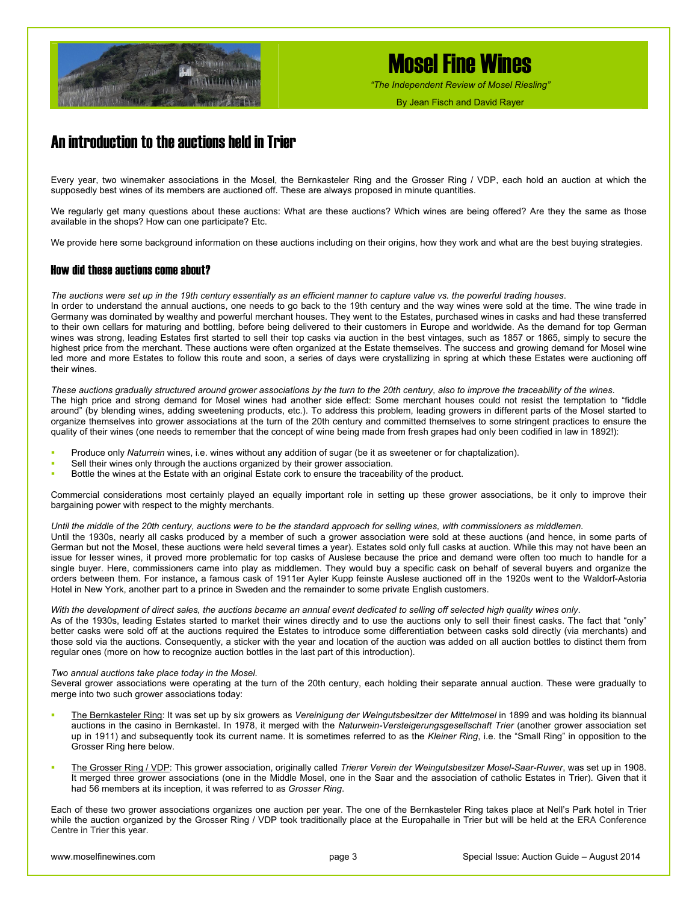## An introduction to the auctions held in Trier

Every year, two winemaker associations in the Mosel, the Bernkasteler Ring and the Grosser Ring / VDP, each hold an auction at which the supposedly best wines of its members are auctioned off. These are always proposed in minute quantities.

We regularly get many questions about these auctions: What are these auctions? Which wines are being offered? Are they the same as those available in the shops? How can one participate? Etc.

We provide here some background information on these auctions including on their origins, how they work and what are the best buying strategies.

### How did these auctions come about?

*The auctions were set up in the 19th century essentially as an efficient manner to capture value vs. the powerful trading houses.*
In order to understand the annual auctions, one needs to go back to the 19th century and the way wines were sold at the time. The wine trade in Germany was dominated by wealthy and powerful merchant houses. They went to the Estates, purchased wines in casks and had these transferred to their own cellars for maturing and bottling, before being delivered to their customers in Europe and worldwide. As the demand for top German wines was strong, leading Estates first started to sell their top casks via auction in the best vintages, such as 1857 or 1865, simply to secure the highest price from the merchant. These auctions were often organized at the Estate themselves. The success and growing demand for Mosel wine led more and more Estates to follow this route and soon, a series of days were crystallizing in spring at which these Estates were auctioning off their wines.

*These auctions gradually structured around grower associations by the turn to the 20th century, also to improve the traceability of the wines.*
The high price and strong demand for Mosel wines had another side effect: Some merchant houses could not resist the temptation to "fiddle around" (by blending wines, adding sweetening products, etc.). To address this problem, leading growers in different parts of the Mosel started to organize themselves into grower associations at the turn of the 20th century and committed themselves to some stringent practices to ensure the quality of their wines (one needs to remember that the concept of wine being made from fresh grapes had only been codified in law in 1892!):

- Produce only *Naturrein* wines, i.e. wines without any addition of sugar (be it as sweetener or for chaptalization).
- Sell their wines only through the auctions organized by their grower association.
- Bottle the wines at the Estate with an original Estate cork to ensure the traceability of the product.

Commercial considerations most certainly played an equally important role in setting up these grower associations, be it only to improve their bargaining power with respect to the mighty merchants.

*Until the middle of the 20th century, auctions were to be the standard approach for selling wines, with commissioners as middlemen.*
Until the 1930s, nearly all casks produced by a member of such a grower association were sold at these auctions (and hence, in some parts of German but not the Mosel, these auctions were held several times a year). Estates sold only full casks at auction. While this may not have been an issue for lesser wines, it proved more problematic for top casks of Auslese because the price and demand were often too much to handle for a single buyer. Here, commissioners came into play as middlemen. They would buy a specific cask on behalf of several buyers and organize the orders between them. For instance, a famous cask of 1911er Ayler Kupp feinste Auslese auctioned off in the 1920s went to the Waldorf-Astoria Hotel in New York, another part to a prince in Sweden and the remainder to some private English customers.

*With the development of direct sales, the auctions became an annual event dedicated to selling off selected high quality wines only.*
As of the 1930s, leading Estates started to market their wines directly and to use the auctions only to sell their finest casks. The fact that "only" better casks were sold off at the auctions required the Estates to introduce some differentiation between casks sold directly (via merchants) and those sold via the auctions. Consequently, a sticker with the year and location of the auction was added on all auction bottles to distinct them from regular ones (more on how to recognize auction bottles in the last part of this introduction).

*Two annual auctions take place today in the Mosel.*
Several grower associations were operating at the turn of the 20th century, each holding their separate annual auction. These were gradually to merge into two such grower associations today:

- The Bernkasteler Ring: It was set up by six growers as *Vereinigung der Weingutsbesitzer der Mittelmosel* in 1899 and was holding its biannual auctions in the casino in Bernkastel. In 1978, it merged with the *Naturwein-Versteigerungsgesellschaft Trier* (another grower association set up in 1911) and subsequently took its current name. It is sometimes referred to as the *Kleiner Ring*, i.e. the "Small Ring" in opposition to the Grosser Ring here below.

- The Grosser Ring / VDP: This grower association, originally called *Trierer Verein der Weingutsbesitzer Mosel-Saar-Ruwer*, was set up in 1908. It merged three grower associations (one in the Middle Mosel, one in the Saar and the association of catholic Estates in Trier). Given that it had 56 members at its inception, it was referred to as *Grosser Ring*.

Each of these two grower associations organizes one auction per year. The one of the Bernkasteler Ring takes place at Nell's Park hotel in Trier while the auction organized by the Grosser Ring / VDP took traditionally place at the Europahalle in Trier but will be held at the ERA Conference Centre in Trier this year.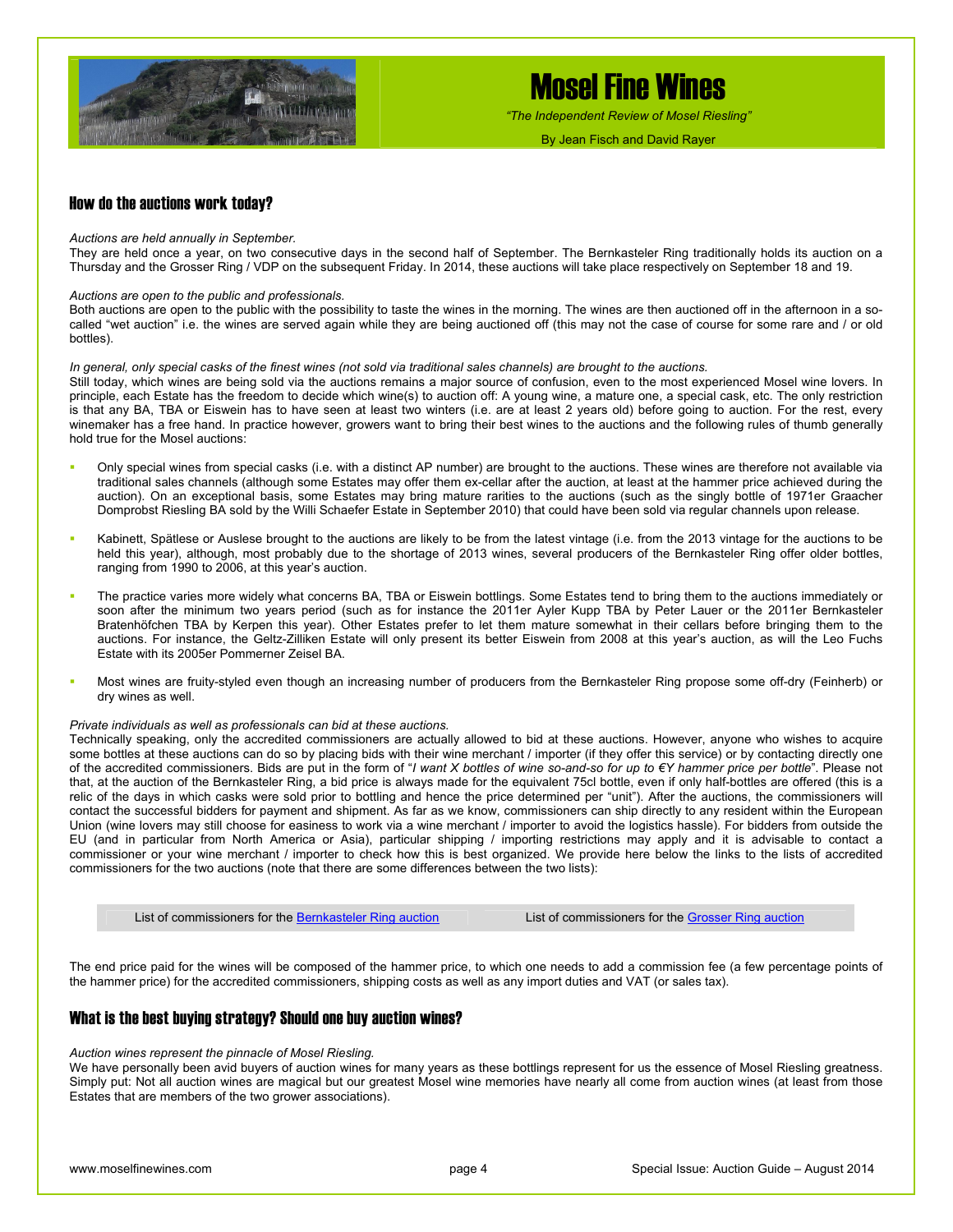## How do the auctions work today?

*Auctions are held annually in September.*

They are held once a year, on two consecutive days in the second half of September. The Bernkasteler Ring traditionally holds its auction on a Thursday and the Grosser Ring / VDP on the subsequent Friday. In 2014, these auctions will take place respectively on September 18 and 19.

*Auctions are open to the public and professionals.*

Both auctions are open to the public with the possibility to taste the wines in the morning. The wines are then auctioned off in the afternoon in a so-called "wet auction" i.e. the wines are served again while they are being auctioned off (this may not the case of course for some rare and / or old bottles).

*In general, only special casks of the finest wines (not sold via traditional sales channels) are brought to the auctions.*

Still today, which wines are being sold via the auctions remains a major source of confusion, even to the most experienced Mosel wine lovers. In principle, each Estate has the freedom to decide which wine(s) to auction off: A young wine, a mature one, a special cask, etc. The only restriction is that any BA, TBA or Eiswein has to have seen at least two winters (i.e. are at least 2 years old) before going to auction. For the rest, every winemaker has a free hand. In practice however, growers want to bring their best wines to the auctions and the following rules of thumb generally hold true for the Mosel auctions:

- Only special wines from special casks (i.e. with a distinct AP number) are brought to the auctions. These wines are therefore not available via traditional sales channels (although some Estates may offer them ex-cellar after the auction, at least at the hammer price achieved during the auction). On an exceptional basis, some Estates may bring mature rarities to the auctions (such as the singly bottle of 1971er Graacher Domprobst Riesling BA sold by the Willi Schaefer Estate in September 2010) that could have been sold via regular channels upon release.
- Kabinett, Spätlese or Auslese brought to the auctions are likely to be from the latest vintage (i.e. from the 2013 vintage for the auctions to be held this year), although, most probably due to the shortage of 2013 wines, several producers of the Bernkasteler Ring offer older bottles, ranging from 1990 to 2006, at this year's auction.
- The practice varies more widely what concerns BA, TBA or Eiswein bottlings. Some Estates tend to bring them to the auctions immediately or soon after the minimum two years period (such as for instance the 2011er Ayler Kupp TBA by Peter Lauer or the 2011er Bernkasteler Bratenhöfchen TBA by Kerpen this year). Other Estates prefer to let them mature somewhat in their cellars before bringing them to the auctions. For instance, the Geltz-Zilliken Estate will only present its better Eiswein from 2008 at this year's auction, as will the Leo Fuchs Estate with its 2005er Pommerner Zeisel BA.
- Most wines are fruity-styled even though an increasing number of producers from the Bernkasteler Ring propose some off-dry (Feinherb) or dry wines as well.

*Private individuals as well as professionals can bid at these auctions.*

Technically speaking, only the accredited commissioners are actually allowed to bid at these auctions. However, anyone who wishes to acquire some bottles at these auctions can do so by placing bids with their wine merchant / importer (if they offer this service) or by contacting directly one of the accredited commissioners. Bids are put in the form of "*I want X bottles of wine so-and-so for up to €Y hammer price per bottle*". Please not that, at the auction of the Bernkasteler Ring, a bid price is always made for the equivalent 75cl bottle, even if only half-bottles are offered (this is a relic of the days in which casks were sold prior to bottling and hence the price determined per "unit"). After the auctions, the commissioners will contact the successful bidders for payment and shipment. As far as we know, commissioners can ship directly to any resident within the European Union (wine lovers may still choose for easiness to work via a wine merchant / importer to avoid the logistics hassle). For bidders from outside the EU (and in particular from North America or Asia), particular shipping / importing restrictions may apply and it is advisable to contact a commissioner or your wine merchant / importer to check how this is best organized. We provide here below the links to the lists of accredited commissioners for the two auctions (note that there are some differences between the two lists):

| List of commissioners for the Bernkasteler Ring auction | List of commissioners for the Grosser Ring auction |
|---|---|

The end price paid for the wines will be composed of the hammer price, to which one needs to add a commission fee (a few percentage points of the hammer price) for the accredited commissioners, shipping costs as well as any import duties and VAT (or sales tax).

## What is the best buying strategy? Should one buy auction wines?

*Auction wines represent the pinnacle of Mosel Riesling.*

We have personally been avid buyers of auction wines for many years as these bottlings represent for us the essence of Mosel Riesling greatness. Simply put: Not all auction wines are magical but our greatest Mosel wine memories have nearly all come from auction wines (at least from those Estates that are members of the two grower associations).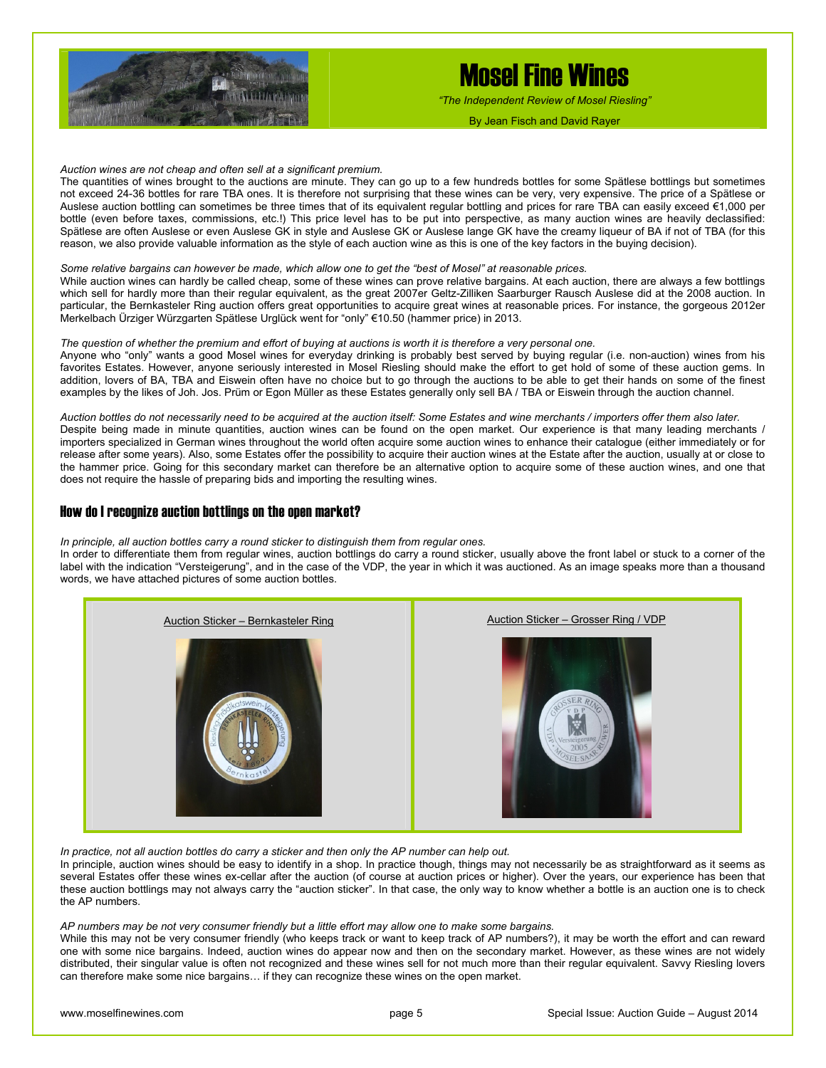*Auction wines are not cheap and often sell at a significant premium.*
The quantities of wines brought to the auctions are minute. They can go up to a few hundreds bottles for some Spätlese bottlings but sometimes not exceed 24-36 bottles for rare TBA ones. It is therefore not surprising that these wines can be very, very expensive. The price of a Spätlese or Auslese auction bottling can sometimes be three times that of its equivalent regular bottling and prices for rare TBA can easily exceed €1,000 per bottle (even before taxes, commissions, etc.!) This price level has to be put into perspective, as many auction wines are heavily declassified: Spätlese are often Auslese or even Auslese GK in style and Auslese GK or Auslese lange GK have the creamy liqueur of BA if not of TBA (for this reason, we also provide valuable information as the style of each auction wine as this is one of the key factors in the buying decision).

*Some relative bargains can however be made, which allow one to get the "best of Mosel" at reasonable prices.*
While auction wines can hardly be called cheap, some of these wines can prove relative bargains. At each auction, there are always a few bottlings which sell for hardly more than their regular equivalent, as the great 2007er Geltz-Zilliken Saarburger Rausch Auslese did at the 2008 auction. In particular, the Bernkasteler Ring auction offers great opportunities to acquire great wines at reasonable prices. For instance, the gorgeous 2012er Merkelbach Ürziger Würzgarten Spätlese Urglück went for "only" €10.50 (hammer price) in 2013.

*The question of whether the premium and effort of buying at auctions is worth it is therefore a very personal one.*
Anyone who "only" wants a good Mosel wines for everyday drinking is probably best served by buying regular (i.e. non-auction) wines from his favorites Estates. However, anyone seriously interested in Mosel Riesling should make the effort to get hold of some of these auction gems. In addition, lovers of BA, TBA and Eiswein often have no choice but to go through the auctions to be able to get their hands on some of the finest examples by the likes of Joh. Jos. Prüm or Egon Müller as these Estates generally only sell BA / TBA or Eiswein through the auction channel.

*Auction bottles do not necessarily need to be acquired at the auction itself: Some Estates and wine merchants / importers offer them also later.*
Despite being made in minute quantities, auction wines can be found on the open market. Our experience is that many leading merchants / importers specialized in German wines throughout the world often acquire some auction wines to enhance their catalogue (either immediately or for release after some years). Also, some Estates offer the possibility to acquire their auction wines at the Estate after the auction, usually at or close to the hammer price. Going for this secondary market can therefore be an alternative option to acquire some of these auction wines, and one that does not require the hassle of preparing bids and importing the resulting wines.

## How do I recognize auction bottlings on the open market?

*In principle, all auction bottles carry a round sticker to distinguish them from regular ones.*
In order to differentiate them from regular wines, auction bottlings do carry a round sticker, usually above the front label or stuck to a corner of the label with the indication "Versteigerung", and in the case of the VDP, the year in which it was auctioned. As an image speaks more than a thousand words, we have attached pictures of some auction bottles.

Auction Sticker – Bernkasteler Ring

Auction Sticker – Grosser Ring / VDP

*In practice, not all auction bottles do carry a sticker and then only the AP number can help out.*
In principle, auction wines should be easy to identify in a shop. In practice though, things may not necessarily be as straightforward as it seems as several Estates offer these wines ex-cellar after the auction (of course at auction prices or higher). Over the years, our experience has been that these auction bottlings may not always carry the "auction sticker". In that case, the only way to know whether a bottle is an auction one is to check the AP numbers.

*AP numbers may be not very consumer friendly but a little effort may allow one to make some bargains.*
While this may not be very consumer friendly (who keeps track or want to keep track of AP numbers?), it may be worth the effort and can reward one with some nice bargains. Indeed, auction wines do appear now and then on the secondary market. However, as these wines are not widely distributed, their singular value is often not recognized and these wines sell for not much more than their regular equivalent. Savvy Riesling lovers can therefore make some nice bargains… if they can recognize these wines on the open market.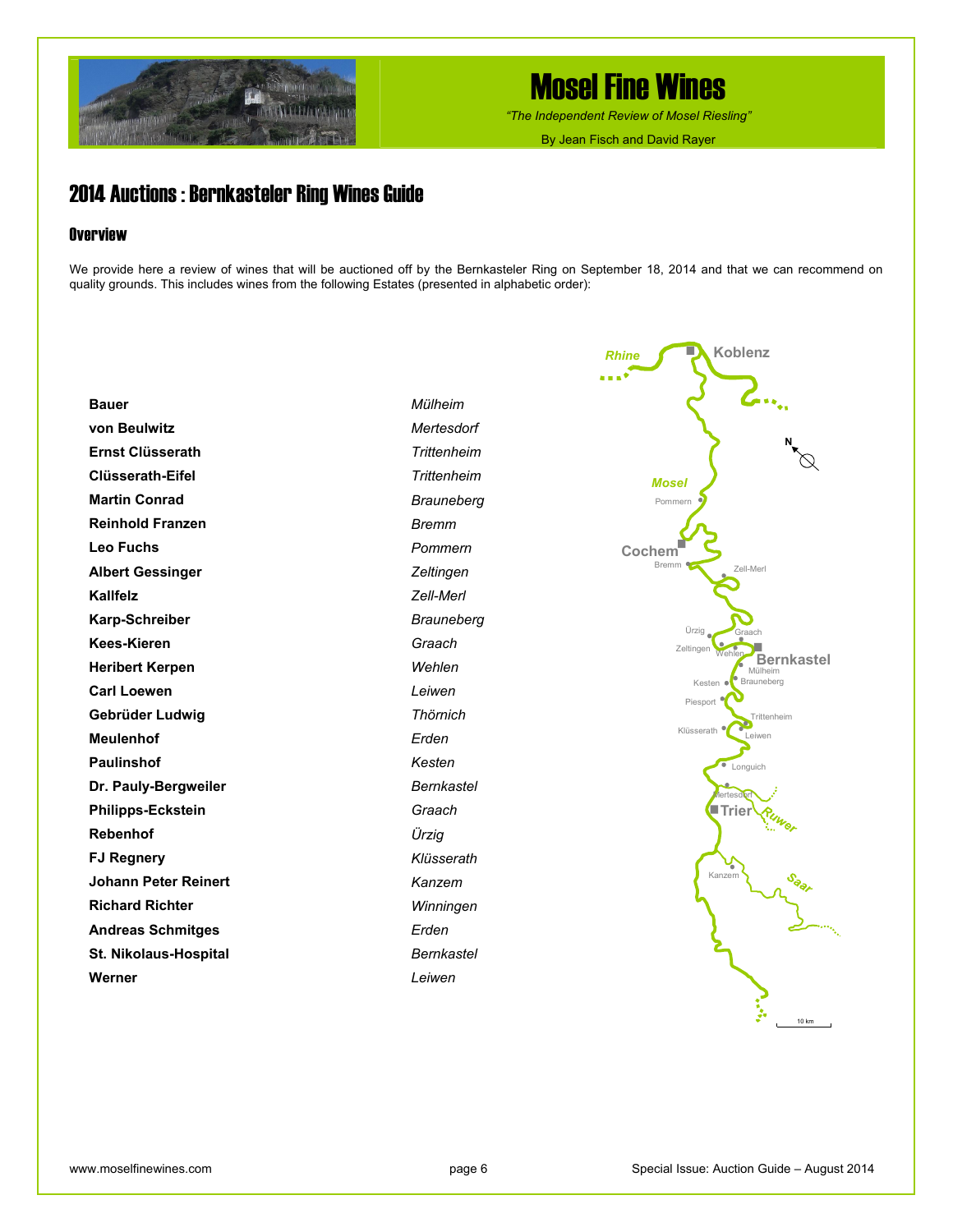## 2014 Auctions : Bernkasteler Ring Wines Guide

### Overview

We provide here a review of wines that will be auctioned off by the Bernkasteler Ring on September 18, 2014 and that we can recommend on quality grounds. This includes wines from the following Estates (presented in alphabetic order):

| | |
|---|---|
| **Bauer** | *Mülheim* |
| **von Beulwitz** | *Mertesdorf* |
| **Ernst Clüsserath** | *Trittenheim* |
| **Clüsserath-Eifel** | *Trittenheim* |
| **Martin Conrad** | *Brauneberg* |
| **Reinhold Franzen** | *Bremm* |
| **Leo Fuchs** | *Pommern* |
| **Albert Gessinger** | *Zeltingen* |
| **Kallfelz** | *Zell-Merl* |
| **Karp-Schreiber** | *Brauneberg* |
| **Kees-Kieren** | *Graach* |
| **Heribert Kerpen** | *Wehlen* |
| **Carl Loewen** | *Leiwen* |
| **Gebrüder Ludwig** | *Thörnich* |
| **Meulenhof** | *Erden* |
| **Paulinshof** | *Kesten* |
| **Dr. Pauly-Bergweiler** | *Bernkastel* |
| **Philipps-Eckstein** | *Graach* |
| **Rebenhof** | *Ürzig* |
| **FJ Regnery** | *Klüsserath* |
| **Johann Peter Reinert** | *Kanzem* |
| **Richard Richter** | *Winningen* |
| **Andreas Schmitges** | *Erden* |
| **St. Nikolaus-Hospital** | *Bernkastel* |
| **Werner** | *Leiwen* |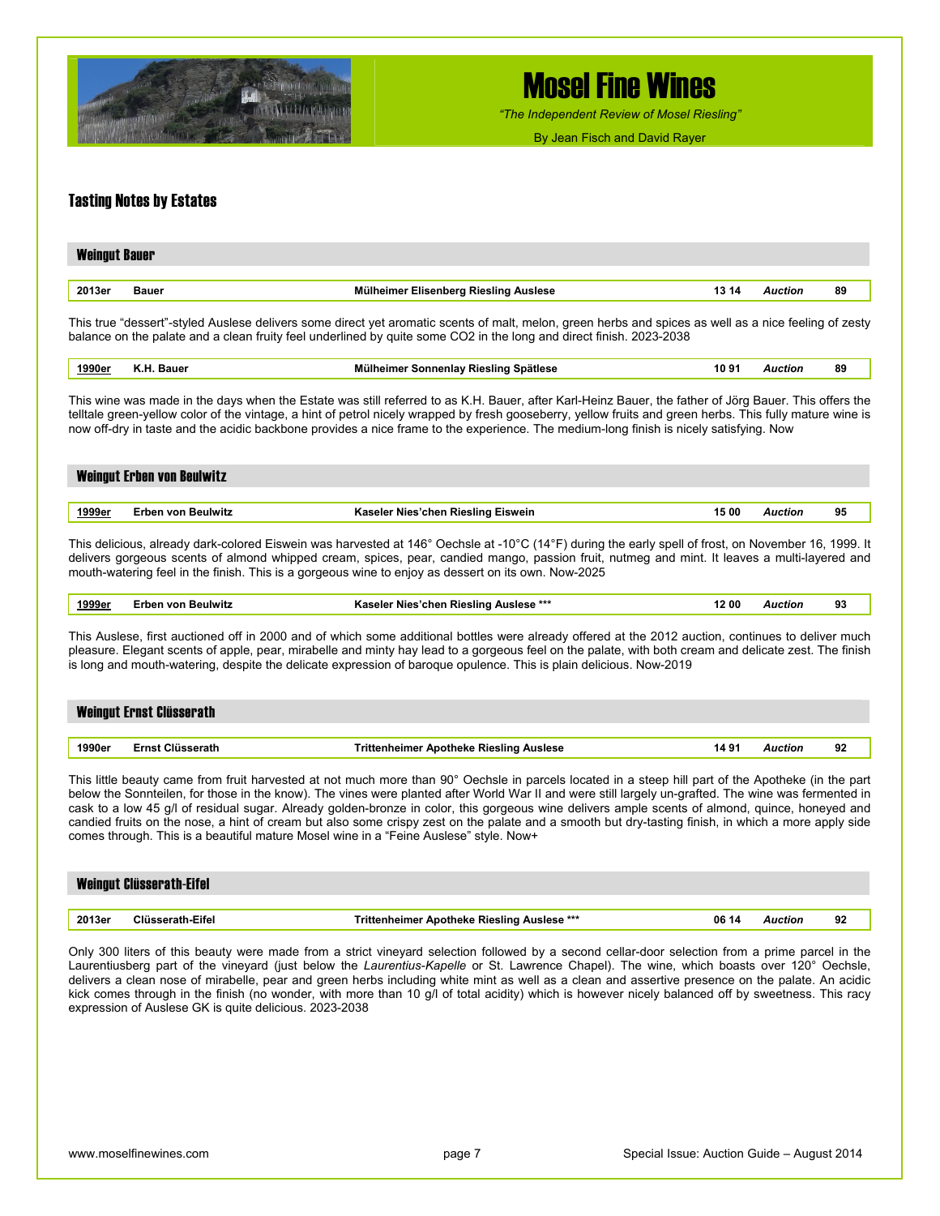## Tasting Notes by Estates

### Weingut Bauer

| 2013er | Bauer | Mülheimer Elisenberg Riesling Auslese | 13 14 | *Auction* | 89 |
|---|---|---|---|---|---|

This true "dessert"-styled Auslese delivers some direct yet aromatic scents of malt, melon, green herbs and spices as well as a nice feeling of zesty balance on the palate and a clean fruity feel underlined by quite some $CO_2$ in the long and direct finish. 2023-2038

| 1990er | K.H. Bauer | Mülheimer Sonnenlay Riesling Spätlese | 10 91 | *Auction* | 89 |
|---|---|---|---|---|---|

This wine was made in the days when the Estate was still referred to as K.H. Bauer, after Karl-Heinz Bauer, the father of Jörg Bauer. This offers the telltale green-yellow color of the vintage, a hint of petrol nicely wrapped by fresh gooseberry, yellow fruits and green herbs. This fully mature wine is now off-dry in taste and the acidic backbone provides a nice frame to the experience. The medium-long finish is nicely satisfying. Now

### Weingut Erben von Beulwitz

| 1999er | Erben von Beulwitz | Kaseler Nies'chen Riesling Eiswein | 15 00 | *Auction* | 95 |
|---|---|---|---|---|---|

This delicious, already dark-colored Eiswein was harvested at 146° Oechsle at -10°C (14°F) during the early spell of frost, on November 16, 1999. It delivers gorgeous scents of almond whipped cream, spices, pear, candied mango, passion fruit, nutmeg and mint. It leaves a multi-layered and mouth-watering feel in the finish. This is a gorgeous wine to enjoy as dessert on its own. Now-2025

| 1999er | Erben von Beulwitz | Kaseler Nies'chen Riesling Auslese *** | 12 00 | *Auction* | 93 |
|---|---|---|---|---|---|

This Auslese, first auctioned off in 2000 and of which some additional bottles were already offered at the 2012 auction, continues to deliver much pleasure. Elegant scents of apple, pear, mirabelle and minty hay lead to a gorgeous feel on the palate, with both cream and delicate zest. The finish is long and mouth-watering, despite the delicate expression of baroque opulence. This is plain delicious. Now-2019

### Weingut Ernst Clüsserath

| 1990er | Ernst Clüsserath | Trittenheimer Apotheke Riesling Auslese | 14 91 | *Auction* | 92 |
|---|---|---|---|---|---|

This little beauty came from fruit harvested at not much more than 90° Oechsle in parcels located in a steep hill part of the Apotheke (in the part below the Sonnteilen, for those in the know). The vines were planted after World War II and were still largely un-grafted. The wine was fermented in cask to a low 45 g/l of residual sugar. Already golden-bronze in color, this gorgeous wine delivers ample scents of almond, quince, honeyed and candied fruits on the nose, a hint of cream but also some crispy zest on the palate and a smooth but dry-tasting finish, in which a more apply side comes through. This is a beautiful mature Mosel wine in a "Feine Auslese" style. Now+

### Weingut Clüsserath-Eifel

| 2013er | Clüsserath-Eifel | Trittenheimer Apotheke Riesling Auslese *** | 06 14 | *Auction* | 92 |
|---|---|---|---|---|---|

Only 300 liters of this beauty were made from a strict vineyard selection followed by a second cellar-door selection from a prime parcel in the Laurentiusberg part of the vineyard (just below the *Laurentius-Kapelle* or St. Lawrence Chapel). The wine, which boasts over 120° Oechsle, delivers a clean nose of mirabelle, pear and green herbs including white mint as well as a clean and assertive presence on the palate. An acidic kick comes through in the finish (no wonder, with more than 10 g/l of total acidity) which is however nicely balanced off by sweetness. This racy expression of Auslese GK is quite delicious. 2023-2038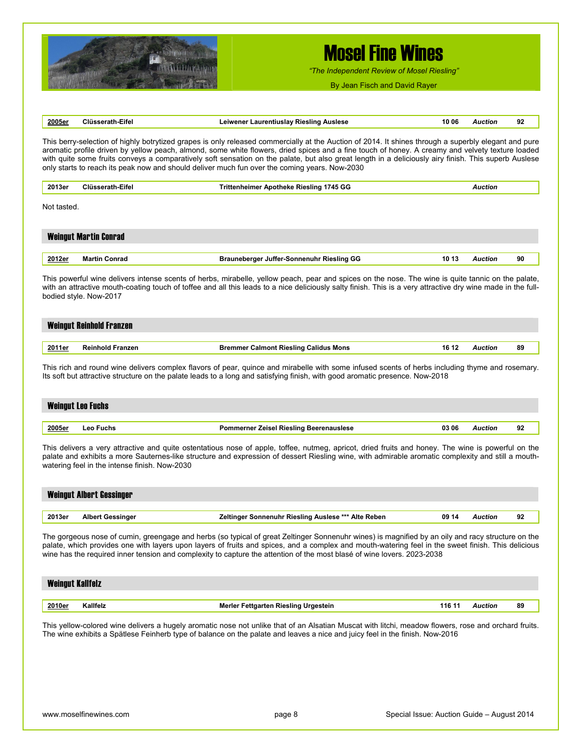| 2005er | Clüsserath-Eifel | Leiwener Laurentiuslay Riesling Auslese | 10 06 | *Auction* | 92 |
|---|---|---|---|---|---|

This berry-selection of highly botrytized grapes is only released commercially at the Auction of 2014. It shines through a superbly elegant and pure aromatic profile driven by yellow peach, almond, some white flowers, dried spices and a fine touch of honey. A creamy and velvety texture loaded with quite some fruits conveys a comparatively soft sensation on the palate, but also great length in a deliciously airy finish. This superb Auslese only starts to reach its peak now and should deliver much fun over the coming years. Now-2030

| 2013er | Clüsserath-Eifel | Trittenheimer Apotheke Riesling 1745 GG | | *Auction* | |
|---|---|---|---|---|---|

Not tasted.

## Weingut Martin Conrad

| 2012er | Martin Conrad | Brauneberger Juffer-Sonnenuhr Riesling GG | 10 13 | *Auction* | 90 |
|---|---|---|---|---|---|

This powerful wine delivers intense scents of herbs, mirabelle, yellow peach, pear and spices on the nose. The wine is quite tannic on the palate, with an attractive mouth-coating touch of toffee and all this leads to a nice deliciously salty finish. This is a very attractive dry wine made in the full-bodied style. Now-2017

## Weingut Reinhold Franzen

| 2011er | Reinhold Franzen | Bremmer Calmont Riesling Calidus Mons | 16 12 | *Auction* | 89 |
|---|---|---|---|---|---|

This rich and round wine delivers complex flavors of pear, quince and mirabelle with some infused scents of herbs including thyme and rosemary. Its soft but attractive structure on the palate leads to a long and satisfying finish, with good aromatic presence. Now-2018

## Weingut Leo Fuchs

| 2005er | Leo Fuchs | Pommerner Zeisel Riesling Beerenauslese | 03 06 | *Auction* | 92 |
|---|---|---|---|---|---|

This delivers a very attractive and quite ostentatious nose of apple, toffee, nutmeg, apricot, dried fruits and honey. The wine is powerful on the palate and exhibits a more Sauternes-like structure and expression of dessert Riesling wine, with admirable aromatic complexity and still a mouth-watering feel in the intense finish. Now-2030

## Weingut Albert Gessinger

| 2013er | Albert Gessinger | Zeltinger Sonnenuhr Riesling Auslese *** Alte Reben | 09 14 | *Auction* | 92 |
|---|---|---|---|---|---|

The gorgeous nose of cumin, greengage and herbs (so typical of great Zeltinger Sonnenuhr wines) is magnified by an oily and racy structure on the palate, which provides one with layers upon layers of fruits and spices, and a complex and mouth-watering feel in the sweet finish. This delicious wine has the required inner tension and complexity to capture the attention of the most blasé of wine lovers. 2023-2038

## Weingut Kallfelz

| 2010er | Kallfelz | Merler Fettgarten Riesling Urgestein | 116 11 | *Auction* | 89 |
|---|---|---|---|---|---|

This yellow-colored wine delivers a hugely aromatic nose not unlike that of an Alsatian Muscat with litchi, meadow flowers, rose and orchard fruits. The wine exhibits a Spätlese Feinherb type of balance on the palate and leaves a nice and juicy feel in the finish. Now-2016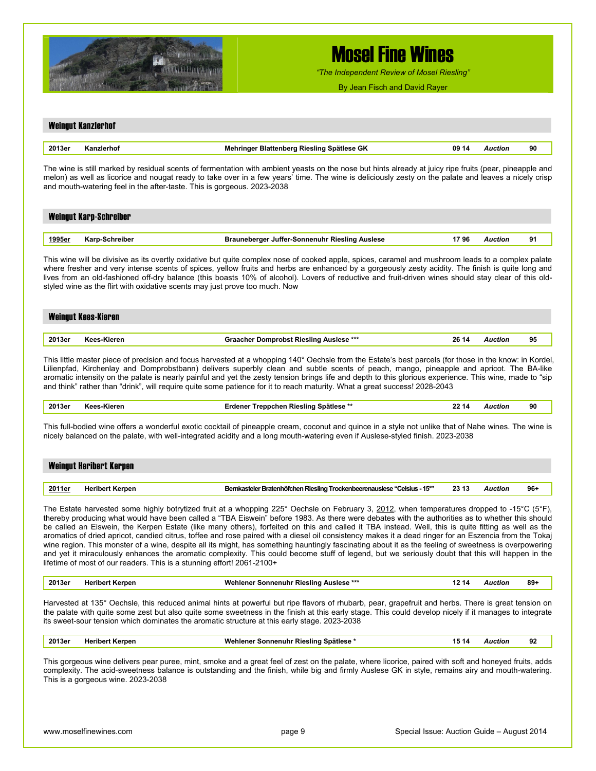## Weingut Kanzlerhof

| 2013er | Kanzlerhof | Mehringer Blattenberg Riesling Spätlese GK | 09 14 | *Auction* | 90 |
|---|---|---|---|---|---|

The wine is still marked by residual scents of fermentation with ambient yeasts on the nose but hints already at juicy ripe fruits (pear, pineapple and melon) as well as licorice and nougat ready to take over in a few years' time. The wine is deliciously zesty on the palate and leaves a nicely crisp and mouth-watering feel in the after-taste. This is gorgeous. 2023-2038

## Weingut Karp-Schreiber

| 1995er | Karp-Schreiber | Brauneberger Juffer-Sonnenuhr Riesling Auslese | 17 96 | *Auction* | 91 |
|---|---|---|---|---|---|

This wine will be divisive as its overtly oxidative but quite complex nose of cooked apple, spices, caramel and mushroom leads to a complex palate where fresher and very intense scents of spices, yellow fruits and herbs are enhanced by a gorgeously zesty acidity. The finish is quite long and lives from an old-fashioned off-dry balance (this boasts 10% of alcohol). Lovers of reductive and fruit-driven wines should stay clear of this old-styled wine as the flirt with oxidative scents may just prove too much. Now

## Weingut Kees-Kieren

| 2013er | Kees-Kieren | Graacher Domprobst Riesling Auslese *** | 26 14 | *Auction* | 95 |
|---|---|---|---|---|---|

This little master piece of precision and focus harvested at a whopping 140° Oechsle from the Estate's best parcels (for those in the know: in Kordel, Lilienpfad, Kirchenlay and Domprobstbann) delivers superbly clean and subtle scents of peach, mango, pineapple and apricot. The BA-like aromatic intensity on the palate is nearly painful and yet the zesty tension brings life and depth to this glorious experience. This wine, made to "sip and think" rather than "drink", will require quite some patience for it to reach maturity. What a great success! 2028-2043

| 2013er | Kees-Kieren | Erdener Treppchen Riesling Spätlese ** | 22 14 | *Auction* | 90 |
|---|---|---|---|---|---|

This full-bodied wine offers a wonderful exotic cocktail of pineapple cream, coconut and quince in a style not unlike that of Nahe wines. The wine is nicely balanced on the palate, with well-integrated acidity and a long mouth-watering even if Auslese-styled finish. 2023-2038

## Weingut Heribert Kerpen

| 2011er | Heribert Kerpen | Bernkasteler Bratenhöfchen Riesling Trockenbeerenauslese "Celsius - 15°" | 23 13 | *Auction* | 96+ |
|---|---|---|---|---|---|

The Estate harvested some highly botrytized fruit at a whopping 225° Oechsle on February 3, 2012, when temperatures dropped to -15°C (5°F), thereby producing what would have been called a "TBA Eiswein" before 1983. As there were debates with the authorities as to whether this should be called an Eiswein, the Kerpen Estate (like many others), forfeited on this and called it TBA instead. Well, this is quite fitting as well as the aromatics of dried apricot, candied citrus, toffee and rose paired with a diesel oil consistency makes it a dead ringer for an Eszencia from the Tokaj wine region. This monster of a wine, despite all its might, has something hauntingly fascinating about it as the feeling of sweetness is overpowering and yet it miraculously enhances the aromatic complexity. This could become stuff of legend, but we seriously doubt that this will happen in the lifetime of most of our readers. This is a stunning effort! 2061-2100+

| 2013er | Heribert Kerpen | Wehlener Sonnenuhr Riesling Auslese *** | 12 14 | *Auction* | 89+ |
|---|---|---|---|---|---|

Harvested at 135° Oechsle, this reduced animal hints at powerful but ripe flavors of rhubarb, pear, grapefruit and herbs. There is great tension on the palate with quite some zest but also quite some sweetness in the finish at this early stage. This could develop nicely if it manages to integrate its sweet-sour tension which dominates the aromatic structure at this early stage. 2023-2038

| 2013er | Heribert Kerpen | Wehlener Sonnenuhr Riesling Spätlese * | 15 14 | *Auction* | 92 |
|---|---|---|---|---|---|

This gorgeous wine delivers pear puree, mint, smoke and a great feel of zest on the palate, where licorice, paired with soft and honeyed fruits, adds complexity. The acid-sweetness balance is outstanding and the finish, while big and firmly Auslese GK in style, remains airy and mouth-watering. This is a gorgeous wine. 2023-2038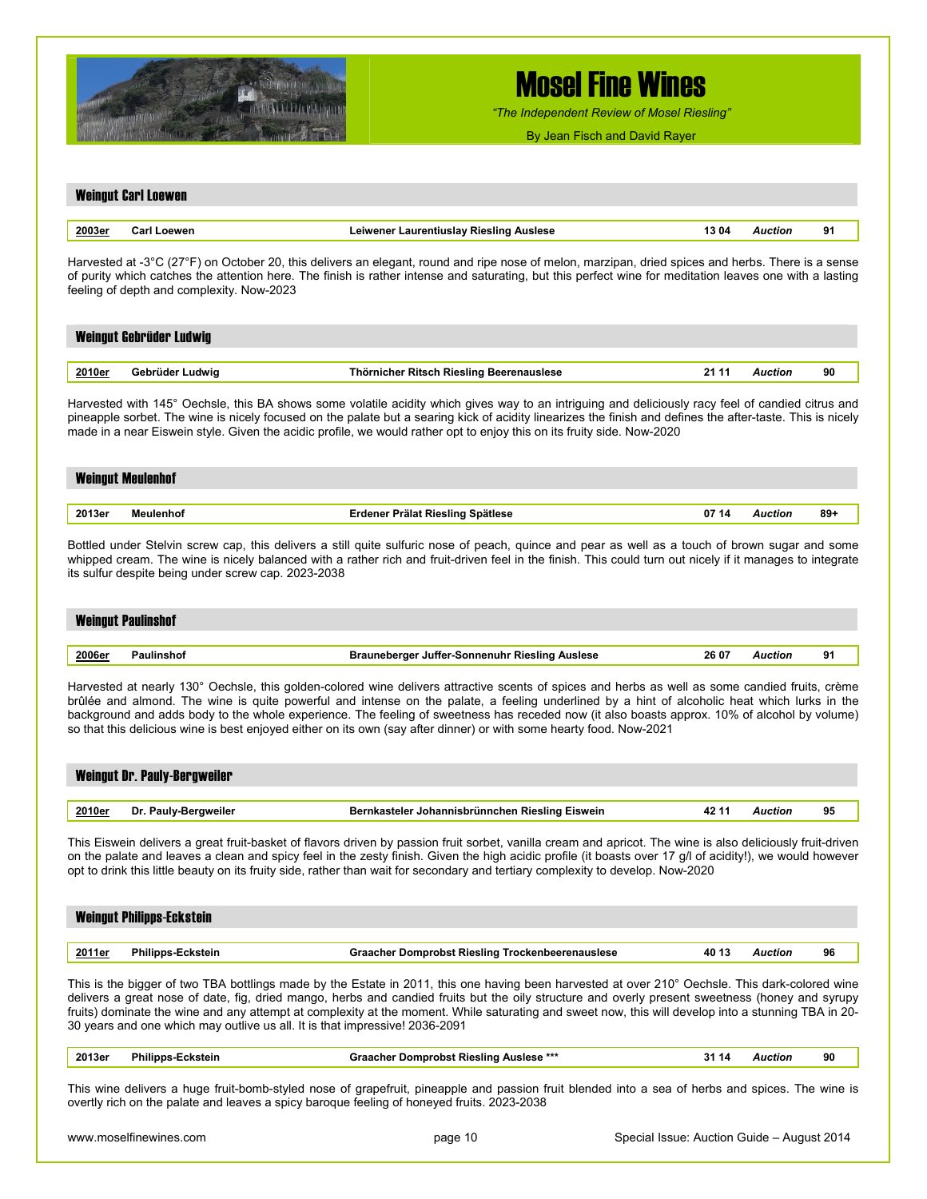## Weingut Carl Loewen

| 2003er | Carl Loewen | Leiwener Laurentiuslay Riesling Auslese | 13 04 | Auction | 91 |
|---|---|---|---|---|---|

Harvested at -3°C (27°F) on October 20, this delivers an elegant, round and ripe nose of melon, marzipan, dried spices and herbs. There is a sense of purity which catches the attention here. The finish is rather intense and saturating, but this perfect wine for meditation leaves one with a lasting feeling of depth and complexity. Now-2023

## Weingut Gebrüder Ludwig

| 2010er | Gebrüder Ludwig | Thörnicher Ritsch Riesling Beerenauslese | 21 11 | Auction | 90 |
|---|---|---|---|---|---|

Harvested with 145° Oechsle, this BA shows some volatile acidity which gives way to an intriguing and deliciously racy feel of candied citrus and pineapple sorbet. The wine is nicely focused on the palate but a searing kick of acidity linearizes the finish and defines the after-taste. This is nicely made in a near Eiswein style. Given the acidic profile, we would rather opt to enjoy this on its fruity side. Now-2020

## Weingut Meulenhof

| 2013er | Meulenhof | Erdener Prälat Riesling Spätlese | 07 14 | Auction | 89+ |
|---|---|---|---|---|---|

Bottled under Stelvin screw cap, this delivers a still quite sulfuric nose of peach, quince and pear as well as a touch of brown sugar and some whipped cream. The wine is nicely balanced with a rather rich and fruit-driven feel in the finish. This could turn out nicely if it manages to integrate its sulfur despite being under screw cap. 2023-2038

## Weingut Paulinshof

| 2006er | Paulinshof | Brauneberger Juffer-Sonnenuhr Riesling Auslese | 26 07 | Auction | 91 |
|---|---|---|---|---|---|

Harvested at nearly 130° Oechsle, this golden-colored wine delivers attractive scents of spices and herbs as well as some candied fruits, crème brûlée and almond. The wine is quite powerful and intense on the palate, a feeling underlined by a hint of alcoholic heat which lurks in the background and adds body to the whole experience. The feeling of sweetness has receded now (it also boasts approx. 10% of alcohol by volume) so that this delicious wine is best enjoyed either on its own (say after dinner) or with some hearty food. Now-2021

## Weingut Dr. Pauly-Bergweiler

| 2010er | Dr. Pauly-Bergweiler | Bernkasteler Johannisbrünnchen Riesling Eiswein | 42 11 | Auction | 95 |
|---|---|---|---|---|---|

This Eiswein delivers a great fruit-basket of flavors driven by passion fruit sorbet, vanilla cream and apricot. The wine is also deliciously fruit-driven on the palate and leaves a clean and spicy feel in the zesty finish. Given the high acidic profile (it boasts over 17 g/l of acidity!), we would however opt to drink this little beauty on its fruity side, rather than wait for secondary and tertiary complexity to develop. Now-2020

## Weingut Philipps-Eckstein

| 2011er | Philipps-Eckstein | Graacher Domprobst Riesling Trockenbeerenauslese | 40 13 | Auction | 96 |
|---|---|---|---|---|---|

This is the bigger of two TBA bottlings made by the Estate in 2011, this one having been harvested at over 210° Oechsle. This dark-colored wine delivers a great nose of date, fig, dried mango, herbs and candied fruits but the oily structure and overly present sweetness (honey and syrupy fruits) dominate the wine and any attempt at complexity at the moment. While saturating and sweet now, this will develop into a stunning TBA in 20-30 years and one which may outlive us all. It is that impressive! 2036-2091

| 2013er | Philipps-Eckstein | Graacher Domprobst Riesling Auslese *** | 31 14 | Auction | 90 |
|---|---|---|---|---|---|

This wine delivers a huge fruit-bomb-styled nose of grapefruit, pineapple and passion fruit blended into a sea of herbs and spices. The wine is overtly rich on the palate and leaves a spicy baroque feeling of honeyed fruits. 2023-2038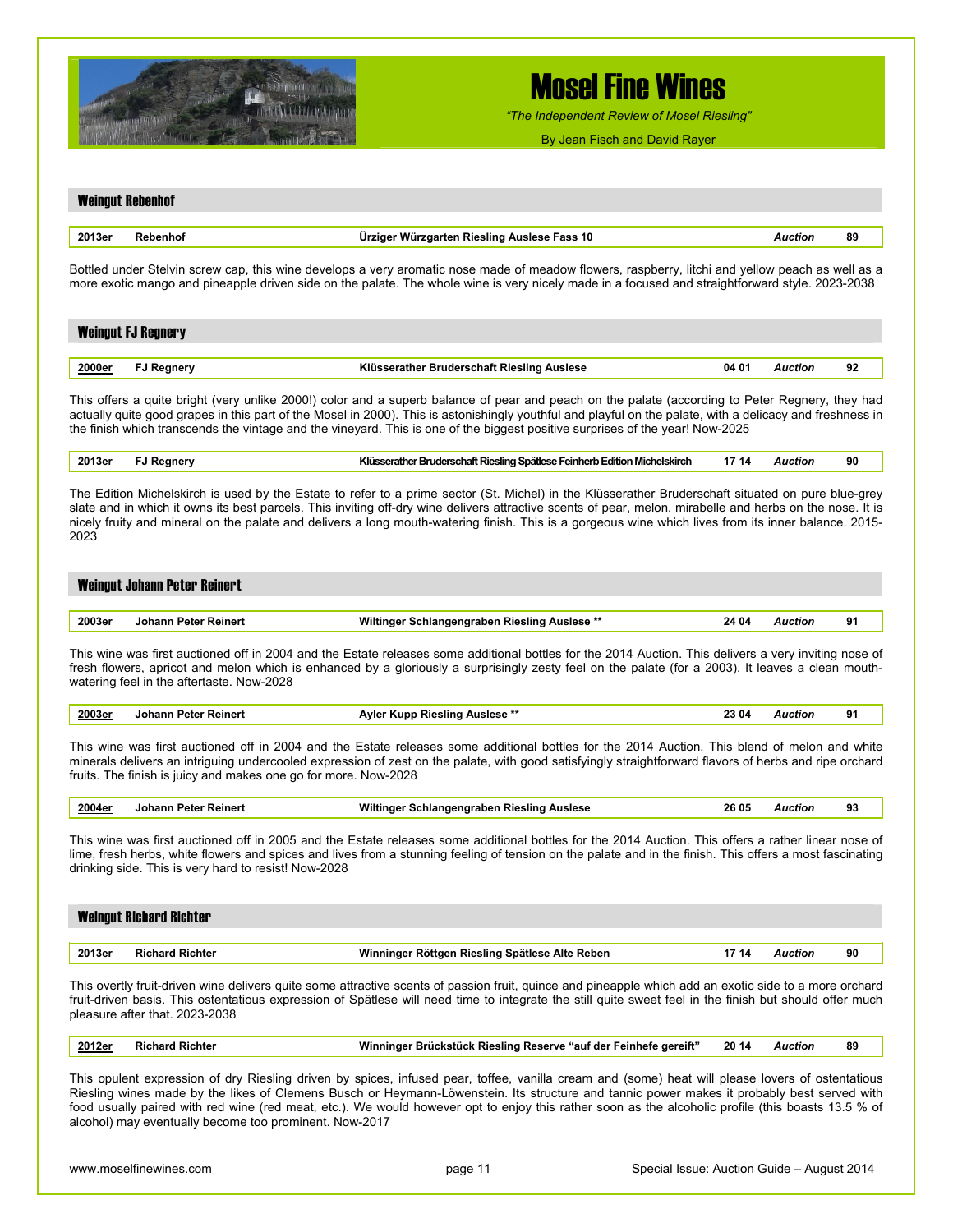## Weingut Rebenhof

| 2013er | Rebenhof | Ürziger Würzgarten Riesling Auslese Fass 10 | | *Auction* | 89 |
|---|---|---|---|---|---|

Bottled under Stelvin screw cap, this wine develops a very aromatic nose made of meadow flowers, raspberry, litchi and yellow peach as well as a more exotic mango and pineapple driven side on the palate. The whole wine is very nicely made in a focused and straightforward style. 2023-2038

## Weingut FJ Regnery

| 2000er | FJ Regnery | Klüsserather Bruderschaft Riesling Auslese | 04 01 | *Auction* | 92 |
|---|---|---|---|---|---|

This offers a quite bright (very unlike 2000!) color and a superb balance of pear and peach on the palate (according to Peter Regnery, they had actually quite good grapes in this part of the Mosel in 2000). This is astonishingly youthful and playful on the palate, with a delicacy and freshness in the finish which transcends the vintage and the vineyard. This is one of the biggest positive surprises of the year! Now-2025

| 2013er | FJ Regnery | Klüsserather Bruderschaft Riesling Spätlese Feinherb Edition Michelskirch | 17 14 | *Auction* | 90 |
|---|---|---|---|---|---|

The Edition Michelskirch is used by the Estate to refer to a prime sector (St. Michel) in the Klüsserather Bruderschaft situated on pure blue-grey slate and in which it owns its best parcels. This inviting off-dry wine delivers attractive scents of pear, melon, mirabelle and herbs on the nose. It is nicely fruity and mineral on the palate and delivers a long mouth-watering finish. This is a gorgeous wine which lives from its inner balance. 2015-2023

## Weingut Johann Peter Reinert

| 2003er | Johann Peter Reinert | Wiltinger Schlangengraben Riesling Auslese ** | 24 04 | *Auction* | 91 |
|---|---|---|---|---|---|

This wine was first auctioned off in 2004 and the Estate releases some additional bottles for the 2014 Auction. This delivers a very inviting nose of fresh flowers, apricot and melon which is enhanced by a gloriously a surprisingly zesty feel on the palate (for a 2003). It leaves a clean mouth-watering feel in the aftertaste. Now-2028

| 2003er | Johann Peter Reinert | Ayler Kupp Riesling Auslese ** | 23 04 | *Auction* | 91 |
|---|---|---|---|---|---|

This wine was first auctioned off in 2004 and the Estate releases some additional bottles for the 2014 Auction. This blend of melon and white minerals delivers an intriguing undercooled expression of zest on the palate, with good satisfyingly straightforward flavors of herbs and ripe orchard fruits. The finish is juicy and makes one go for more. Now-2028

| 2004er | Johann Peter Reinert | Wiltinger Schlangengraben Riesling Auslese | 26 05 | *Auction* | 93 |
|---|---|---|---|---|---|

This wine was first auctioned off in 2005 and the Estate releases some additional bottles for the 2014 Auction. This offers a rather linear nose of lime, fresh herbs, white flowers and spices and lives from a stunning feeling of tension on the palate and in the finish. This offers a most fascinating drinking side. This is very hard to resist! Now-2028

## Weingut Richard Richter

| 2013er | Richard Richter | Winninger Röttgen Riesling Spätlese Alte Reben | 17 14 | *Auction* | 90 |
|---|---|---|---|---|---|

This overtly fruit-driven wine delivers quite some attractive scents of passion fruit, quince and pineapple which add an exotic side to a more orchard fruit-driven basis. This ostentatious expression of Spätlese will need time to integrate the still quite sweet feel in the finish but should offer much pleasure after that. 2023-2038

| 2012er | Richard Richter | Winninger Brückstück Riesling Reserve "auf der Feinhefe gereift" | 20 14 | *Auction* | 89 |
|---|---|---|---|---|---|

This opulent expression of dry Riesling driven by spices, infused pear, toffee, vanilla cream and (some) heat will please lovers of ostentatious Riesling wines made by the likes of Clemens Busch or Heymann-Löwenstein. Its structure and tannic power makes it probably best served with food usually paired with red wine (red meat, etc.). We would however opt to enjoy this rather soon as the alcoholic profile (this boasts 13.5 % of alcohol) may eventually become too prominent. Now-2017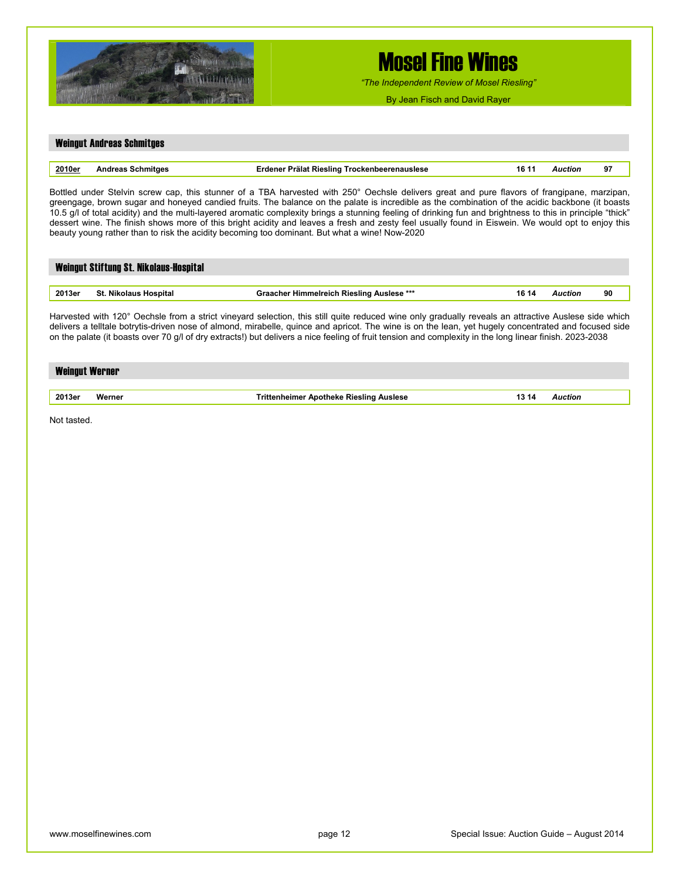## Weingut Andreas Schmitges

| 2010er | Andreas Schmitges | Erdener Prälat Riesling Trockenbeerenauslese | 16 11 | *Auction* | 97 |
|---|---|---|---|---|---|

Bottled under Stelvin screw cap, this stunner of a TBA harvested with 250° Oechsle delivers great and pure flavors of frangipane, marzipan, greengage, brown sugar and honeyed candied fruits. The balance on the palate is incredible as the combination of the acidic backbone (it boasts 10.5 g/l of total acidity) and the multi-layered aromatic complexity brings a stunning feeling of drinking fun and brightness to this in principle "thick" dessert wine. The finish shows more of this bright acidity and leaves a fresh and zesty feel usually found in Eiswein. We would opt to enjoy this beauty young rather than to risk the acidity becoming too dominant. But what a wine! Now-2020

## Weingut Stiftung St. Nikolaus-Hospital

| 2013er | St. Nikolaus Hospital | Graacher Himmelreich Riesling Auslese *** | 16 14 | *Auction* | 90 |
|---|---|---|---|---|---|

Harvested with 120° Oechsle from a strict vineyard selection, this still quite reduced wine only gradually reveals an attractive Auslese side which delivers a telltale botrytis-driven nose of almond, mirabelle, quince and apricot. The wine is on the lean, yet hugely concentrated and focused side on the palate (it boasts over 70 g/l of dry extracts!) but delivers a nice feeling of fruit tension and complexity in the long linear finish. 2023-2038

## Weingut Werner

| 2013er | Werner | Trittenheimer Apotheke Riesling Auslese | 13 14 | *Auction* | |
|---|---|---|---|---|---|

Not tasted.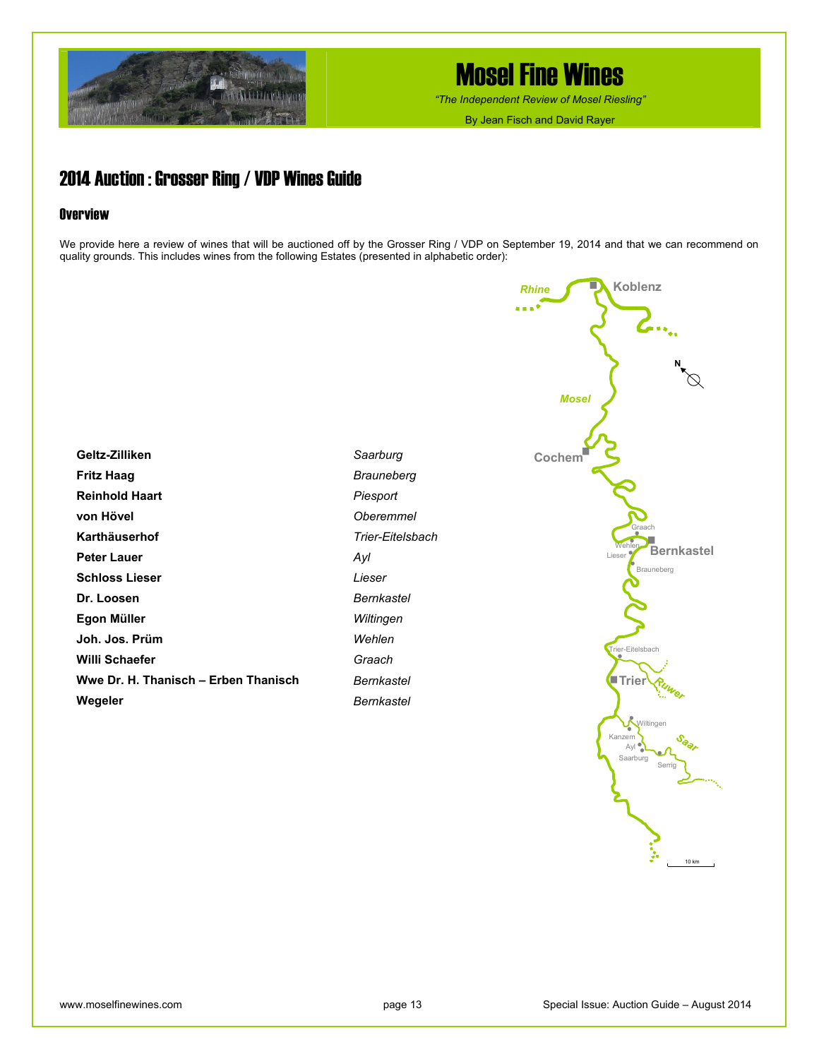## 2014 Auction : Grosser Ring / VDP Wines Guide

### Overview

We provide here a review of wines that will be auctioned off by the Grosser Ring / VDP on September 19, 2014 and that we can recommend on quality grounds. This includes wines from the following Estates (presented in alphabetic order):

| Estate | Location |
|---|---|
| **Geltz-Zilliken** | *Saarburg* |
| **Fritz Haag** | *Brauneberg* |
| **Reinhold Haart** | *Piesport* |
| **von Hövel** | *Oberemmel* |
| **Karthäuserhof** | *Trier-Eitelsbach* |
| **Peter Lauer** | *Ayl* |
| **Schloss Lieser** | *Lieser* |
| **Dr. Loosen** | *Bernkastel* |
| **Egon Müller** | *Wiltingen* |
| **Joh. Jos. Prüm** | *Wehlen* |
| **Willi Schaefer** | *Graach* |
| **Wwe Dr. H. Thanisch – Erben Thanisch** | *Bernkastel* |
| **Wegeler** | *Bernkastel* |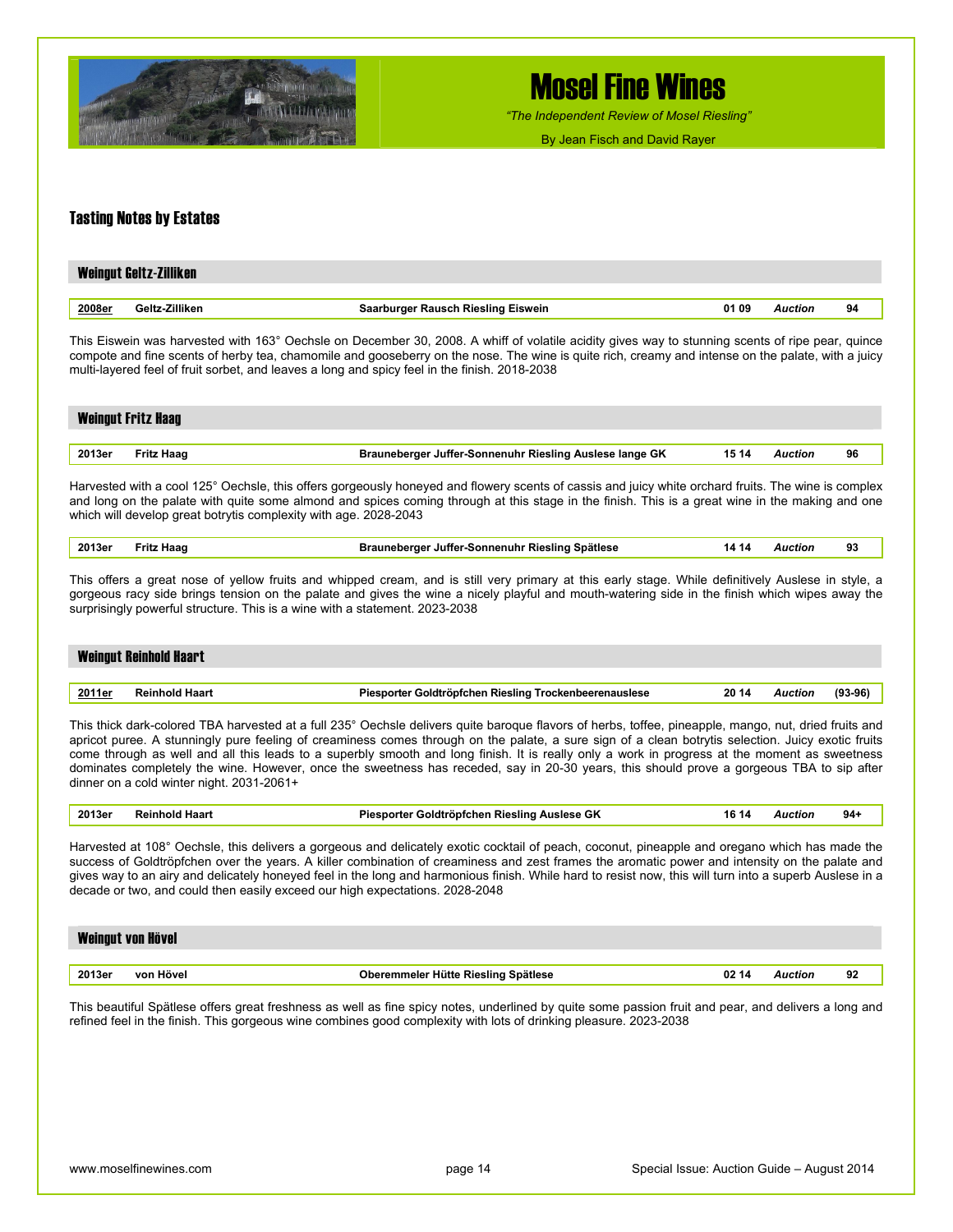# Mosel Fine Wines

*"The Independent Review of Mosel Riesling"*

By Jean Fisch and David Rayer

## Tasting Notes by Estates

### Weingut Geltz-Zilliken

| 2008er | Geltz-Zilliken | Saarburger Rausch Riesling Eiswein | 01 09 | *Auction* | 94 |
|---|---|---|---|---|---|

This Eiswein was harvested with 163° Oechsle on December 30, 2008. A whiff of volatile acidity gives way to stunning scents of ripe pear, quince compote and fine scents of herby tea, chamomile and gooseberry on the nose. The wine is quite rich, creamy and intense on the palate, with a juicy multi-layered feel of fruit sorbet, and leaves a long and spicy feel in the finish. 2018-2038

### Weingut Fritz Haag

| 2013er | Fritz Haag | Brauneberger Juffer-Sonnenuhr Riesling Auslese lange GK | 15 14 | *Auction* | 96 |
|---|---|---|---|---|---|

Harvested with a cool 125° Oechsle, this offers gorgeously honeyed and flowery scents of cassis and juicy white orchard fruits. The wine is complex and long on the palate with quite some almond and spices coming through at this stage in the finish. This is a great wine in the making and one which will develop great botrytis complexity with age. 2028-2043

| 2013er | Fritz Haag | Brauneberger Juffer-Sonnenuhr Riesling Spätlese | 14 14 | *Auction* | 93 |
|---|---|---|---|---|---|

This offers a great nose of yellow fruits and whipped cream, and is still very primary at this early stage. While definitively Auslese in style, a gorgeous racy side brings tension on the palate and gives the wine a nicely playful and mouth-watering side in the finish which wipes away the surprisingly powerful structure. This is a wine with a statement. 2023-2038

### Weingut Reinhold Haart

| 2011er | Reinhold Haart | Piesporter Goldtröpfchen Riesling Trockenbeerenauslese | 20 14 | *Auction* | (93-96) |
|---|---|---|---|---|---|

This thick dark-colored TBA harvested at a full 235° Oechsle delivers quite baroque flavors of herbs, toffee, pineapple, mango, nut, dried fruits and apricot puree. A stunningly pure feeling of creaminess comes through on the palate, a sure sign of a clean botrytis selection. Juicy exotic fruits come through as well and all this leads to a superbly smooth and long finish. It is really only a work in progress at the moment as sweetness dominates completely the wine. However, once the sweetness has receded, say in 20-30 years, this should prove a gorgeous TBA to sip after dinner on a cold winter night. 2031-2061+

| 2013er | Reinhold Haart | Piesporter Goldtröpfchen Riesling Auslese GK | 16 14 | *Auction* | 94+ |
|---|---|---|---|---|---|

Harvested at 108° Oechsle, this delivers a gorgeous and delicately exotic cocktail of peach, coconut, pineapple and oregano which has made the success of Goldtröpfchen over the years. A killer combination of creaminess and zest frames the aromatic power and intensity on the palate and gives way to an airy and delicately honeyed feel in the long and harmonious finish. While hard to resist now, this will turn into a superb Auslese in a decade or two, and could then easily exceed our high expectations. 2028-2048

### Weingut von Hövel

| 2013er | von Hövel | Oberemmeler Hütte Riesling Spätlese | 02 14 | *Auction* | 92 |
|---|---|---|---|---|---|

This beautiful Spätlese offers great freshness as well as fine spicy notes, underlined by quite some passion fruit and pear, and delivers a long and refined feel in the finish. This gorgeous wine combines good complexity with lots of drinking pleasure. 2023-2038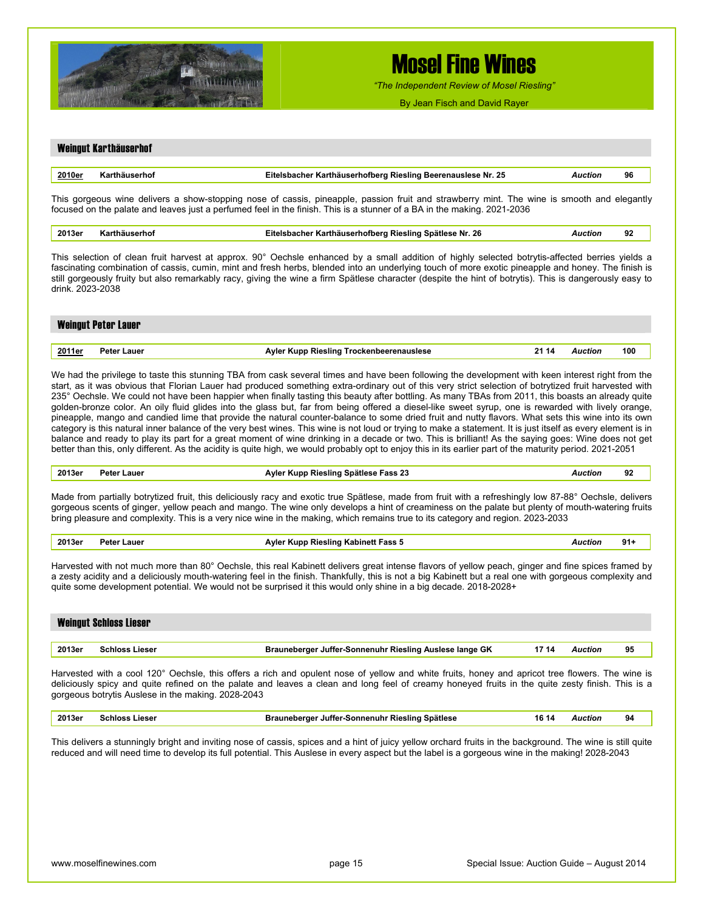## Weingut Karthäuserhof

| 2010er | Karthäuserhof | Eitelsbacher Karthäuserhofberg Riesling Beerenauslese Nr. 25 | | Auction | 96 |
|---|---|---|---|---|---|

This gorgeous wine delivers a show-stopping nose of cassis, pineapple, passion fruit and strawberry mint. The wine is smooth and elegantly focused on the palate and leaves just a perfumed feel in the finish. This is a stunner of a BA in the making. 2021-2036

| 2013er | Karthäuserhof | Eitelsbacher Karthäuserhofberg Riesling Spätlese Nr. 26 | | Auction | 92 |
|---|---|---|---|---|---|

This selection of clean fruit harvest at approx. 90° Oechsle enhanced by a small addition of highly selected botrytis-affected berries yields a fascinating combination of cassis, cumin, mint and fresh herbs, blended into an underlying touch of more exotic pineapple and honey. The finish is still gorgeously fruity but also remarkably racy, giving the wine a firm Spätlese character (despite the hint of botrytis). This is dangerously easy to drink. 2023-2038

## Weingut Peter Lauer

| 2011er | Peter Lauer | Ayler Kupp Riesling Trockenbeerenauslese | 21 14 | Auction | 100 |
|---|---|---|---|---|---|

We had the privilege to taste this stunning TBA from cask several times and have been following the development with keen interest right from the start, as it was obvious that Florian Lauer had produced something extra-ordinary out of this very strict selection of botrytized fruit harvested with 235° Oechsle. We could not have been happier when finally tasting this beauty after bottling. As many TBAs from 2011, this boasts an already quite golden-bronze color. An oily fluid glides into the glass but, far from being offered a diesel-like sweet syrup, one is rewarded with lively orange, pineapple, mango and candied lime that provide the natural counter-balance to some dried fruit and nutty flavors. What sets this wine into its own category is this natural inner balance of the very best wines. This wine is not loud or trying to make a statement. It is just itself as every element is in balance and ready to play its part for a great moment of wine drinking in a decade or two. This is brilliant! As the saying goes: Wine does not get better than this, only different. As the acidity is quite high, we would probably opt to enjoy this in its earlier part of the maturity period. 2021-2051

| 2013er | Peter Lauer | Ayler Kupp Riesling Spätlese Fass 23 | | Auction | 92 |
|---|---|---|---|---|---|

Made from partially botrytized fruit, this deliciously racy and exotic true Spätlese, made from fruit with a refreshingly low 87-88° Oechsle, delivers gorgeous scents of ginger, yellow peach and mango. The wine only develops a hint of creaminess on the palate but plenty of mouth-watering fruits bring pleasure and complexity. This is a very nice wine in the making, which remains true to its category and region. 2023-2033

| 2013er | Peter Lauer | Ayler Kupp Riesling Kabinett Fass 5 | | Auction | 91+ |
|---|---|---|---|---|---|

Harvested with not much more than 80° Oechsle, this real Kabinett delivers great intense flavors of yellow peach, ginger and fine spices framed by a zesty acidity and a deliciously mouth-watering feel in the finish. Thankfully, this is not a big Kabinett but a real one with gorgeous complexity and quite some development potential. We would not be surprised it this would only shine in a big decade. 2018-2028+

## Weingut Schloss Lieser

| 2013er | Schloss Lieser | Brauneberger Juffer-Sonnenuhr Riesling Auslese lange GK | 17 14 | Auction | 95 |
|---|---|---|---|---|---|

Harvested with a cool 120° Oechsle, this offers a rich and opulent nose of yellow and white fruits, honey and apricot tree flowers. The wine is deliciously spicy and quite refined on the palate and leaves a clean and long feel of creamy honeyed fruits in the quite zesty finish. This is a gorgeous botrytis Auslese in the making. 2028-2043

| 2013er | Schloss Lieser | Brauneberger Juffer-Sonnenuhr Riesling Spätlese | 16 14 | Auction | 94 |
|---|---|---|---|---|---|

This delivers a stunningly bright and inviting nose of cassis, spices and a hint of juicy yellow orchard fruits in the background. The wine is still quite reduced and will need time to develop its full potential. This Auslese in every aspect but the label is a gorgeous wine in the making! 2028-2043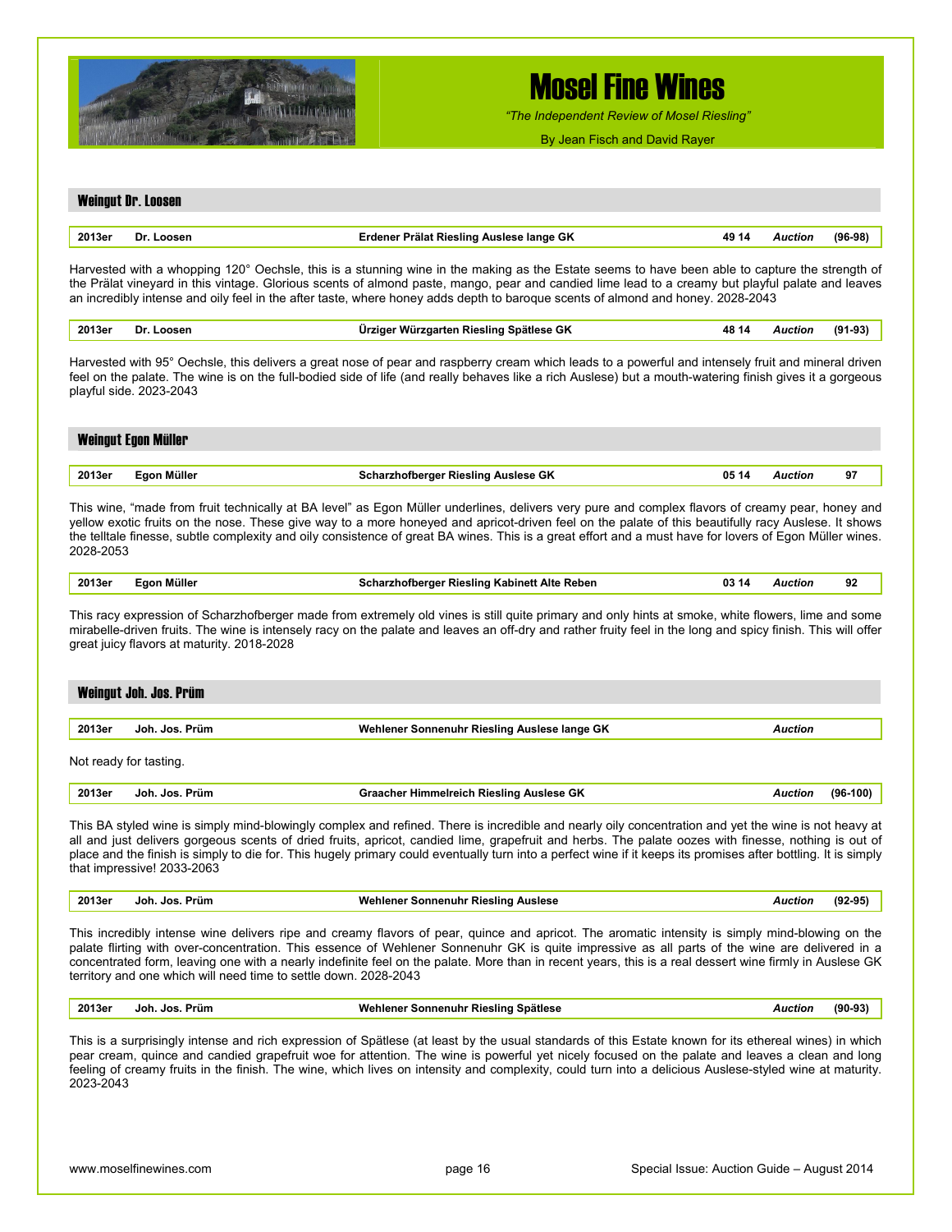## Weingut Dr. Loosen

| 2013er | Dr. Loosen | Erdener Prälat Riesling Auslese lange GK | 49 14 | *Auction* | (96-98) |
|---|---|---|---|---|---|

Harvested with a whopping 120° Oechsle, this is a stunning wine in the making as the Estate seems to have been able to capture the strength of the Prälat vineyard in this vintage. Glorious scents of almond paste, mango, pear and candied lime lead to a creamy but playful palate and leaves an incredibly intense and oily feel in the after taste, where honey adds depth to baroque scents of almond and honey. 2028-2043

| 2013er | Dr. Loosen | Ürziger Würzgarten Riesling Spätlese GK | 48 14 | *Auction* | (91-93) |
|---|---|---|---|---|---|

Harvested with 95° Oechsle, this delivers a great nose of pear and raspberry cream which leads to a powerful and intensely fruit and mineral driven feel on the palate. The wine is on the full-bodied side of life (and really behaves like a rich Auslese) but a mouth-watering finish gives it a gorgeous playful side. 2023-2043

## Weingut Egon Müller

| 2013er | Egon Müller | Scharzhofberger Riesling Auslese GK | 05 14 | *Auction* | 97 |
|---|---|---|---|---|---|

This wine, "made from fruit technically at BA level" as Egon Müller underlines, delivers very pure and complex flavors of creamy pear, honey and yellow exotic fruits on the nose. These give way to a more honeyed and apricot-driven feel on the palate of this beautifully racy Auslese. It shows the telltale finesse, subtle complexity and oily consistence of great BA wines. This is a great effort and a must have for lovers of Egon Müller wines. 2028-2053

| 2013er | Egon Müller | Scharzhofberger Riesling Kabinett Alte Reben | 03 14 | *Auction* | 92 |
|---|---|---|---|---|---|

This racy expression of Scharzhofberger made from extremely old vines is still quite primary and only hints at smoke, white flowers, lime and some mirabelle-driven fruits. The wine is intensely racy on the palate and leaves an off-dry and rather fruity feel in the long and spicy finish. This will offer great juicy flavors at maturity. 2018-2028

## Weingut Joh. Jos. Prüm

| 2013er | Joh. Jos. Prüm | Wehlener Sonnenuhr Riesling Auslese lange GK | | *Auction* | |
|---|---|---|---|---|---|

Not ready for tasting.

| 2013er | Joh. Jos. Prüm | Graacher Himmelreich Riesling Auslese GK | | *Auction* | (96-100) |
|---|---|---|---|---|---|

This BA styled wine is simply mind-blowingly complex and refined. There is incredible and nearly oily concentration and yet the wine is not heavy at all and just delivers gorgeous scents of dried fruits, apricot, candied lime, grapefruit and herbs. The palate oozes with finesse, nothing is out of place and the finish is simply to die for. This hugely primary could eventually turn into a perfect wine if it keeps its promises after bottling. It is simply that impressive! 2033-2063

| 2013er | Joh. Jos. Prüm | Wehlener Sonnenuhr Riesling Auslese | | *Auction* | (92-95) |
|---|---|---|---|---|---|

This incredibly intense wine delivers ripe and creamy flavors of pear, quince and apricot. The aromatic intensity is simply mind-blowing on the palate flirting with over-concentration. This essence of Wehlener Sonnenuhr GK is quite impressive as all parts of the wine are delivered in a concentrated form, leaving one with a nearly indefinite feel on the palate. More than in recent years, this is a real dessert wine firmly in Auslese GK territory and one which will need time to settle down. 2028-2043

| 2013er | Joh. Jos. Prüm | Wehlener Sonnenuhr Riesling Spätlese | | *Auction* | (90-93) |
|---|---|---|---|---|---|

This is a surprisingly intense and rich expression of Spätlese (at least by the usual standards of this Estate known for its ethereal wines) in which pear cream, quince and candied grapefruit woe for attention. The wine is powerful yet nicely focused on the palate and leaves a clean and long feeling of creamy fruits in the finish. The wine, which lives on intensity and complexity, could turn into a delicious Auslese-styled wine at maturity. 2023-2043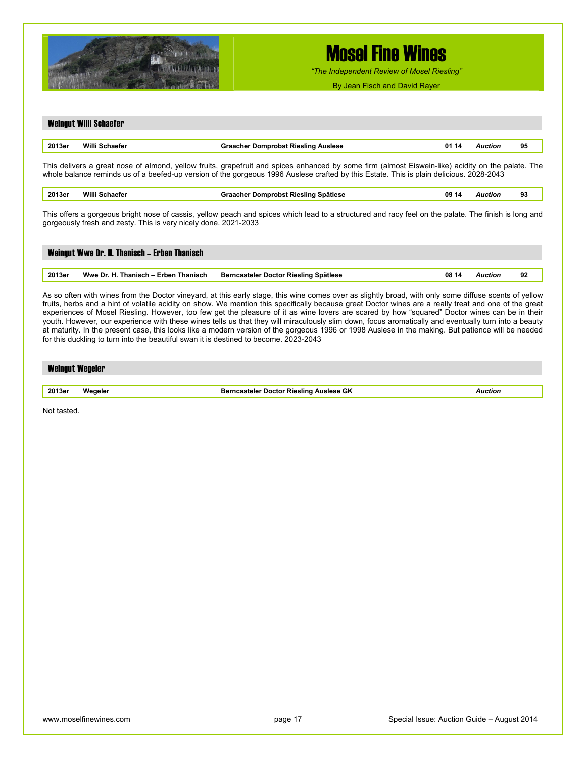## Weingut Willi Schaefer

| 2013er | Willi Schaefer | Graacher Domprobst Riesling Auslese | 01 14 | *Auction* | 95 |
|---|---|---|---|---|---|

This delivers a great nose of almond, yellow fruits, grapefruit and spices enhanced by some firm (almost Eiswein-like) acidity on the palate. The whole balance reminds us of a beefed-up version of the gorgeous 1996 Auslese crafted by this Estate. This is plain delicious. 2028-2043

| 2013er | Willi Schaefer | Graacher Domprobst Riesling Spätlese | 09 14 | *Auction* | 93 |
|---|---|---|---|---|---|

This offers a gorgeous bright nose of cassis, yellow peach and spices which lead to a structured and racy feel on the palate. The finish is long and gorgeously fresh and zesty. This is very nicely done. 2021-2033

## Weingut Wwe Dr. H. Thanisch – Erben Thanisch

| 2013er | Wwe Dr. H. Thanisch – Erben Thanisch | Berncasteler Doctor Riesling Spätlese | 08 14 | *Auction* | 92 |
|---|---|---|---|---|---|

As so often with wines from the Doctor vineyard, at this early stage, this wine comes over as slightly broad, with only some diffuse scents of yellow fruits, herbs and a hint of volatile acidity on show. We mention this specifically because great Doctor wines are a really treat and one of the great experiences of Mosel Riesling. However, too few get the pleasure of it as wine lovers are scared by how "squared" Doctor wines can be in their youth. However, our experience with these wines tells us that they will miraculously slim down, focus aromatically and eventually turn into a beauty at maturity. In the present case, this looks like a modern version of the gorgeous 1996 or 1998 Auslese in the making. But patience will be needed for this duckling to turn into the beautiful swan it is destined to become. 2023-2043

## Weingut Wegeler

| 2013er | Wegeler | Berncasteler Doctor Riesling Auslese GK | | *Auction* | |
|---|---|---|---|---|---|

Not tasted.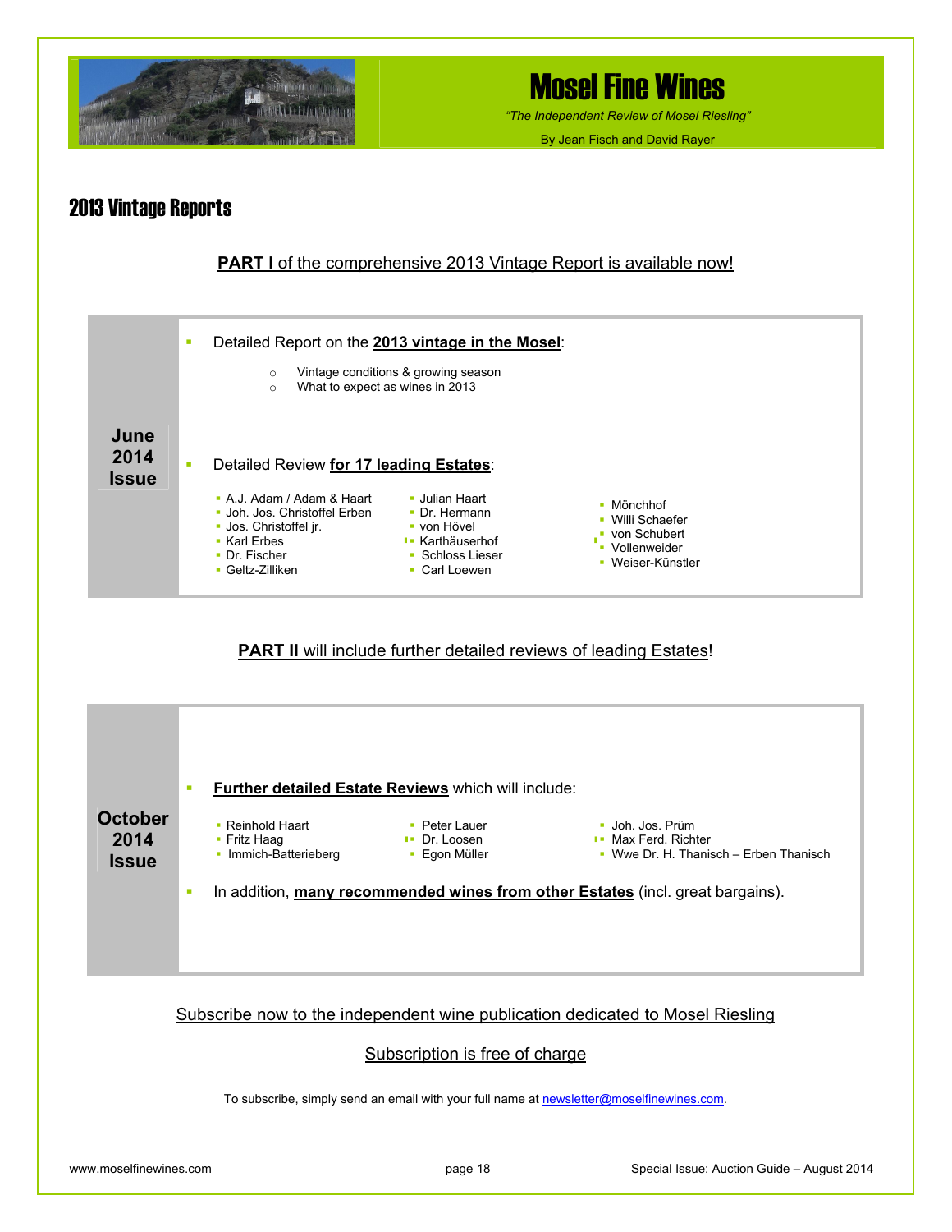# Mosel Fine Wines

*"The Independent Review of Mosel Riesling"*

By Jean Fisch and David Rayer

## 2013 Vintage Reports

**PART I** of the comprehensive 2013 Vintage Report is available now!

**June 2014 Issue**

- Detailed Report on the **2013 vintage in the Mosel**:
  - Vintage conditions & growing season
  - What to expect as wines in 2013
- Detailed Review **for 17 leading Estates**:
  - A.J. Adam / Adam & Haart
  - Joh. Jos. Christoffel Erben
  - Jos. Christoffel jr.
  - Karl Erbes
  - Dr. Fischer
  - Geltz-Zilliken
  - Julian Haart
  - Dr. Hermann
  - von Hövel
  - Karthäuserhof
  - Schloss Lieser
  - Carl Loewen
  - Mönchhof
  - Willi Schaefer
  - von Schubert
  - Vollenweider
  - Weiser-Künstler

**PART II** will include further detailed reviews of leading Estates!

**October 2014 Issue**

- **Further detailed Estate Reviews** which will include:
  - Reinhold Haart
  - Fritz Haag
  - Immich-Batterieberg
  - Peter Lauer
  - Dr. Loosen
  - Egon Müller
  - Joh. Jos. Prüm
  - Max Ferd. Richter
  - Wwe Dr. H. Thanisch – Erben Thanisch
- In addition, **many recommended wines from other Estates** (incl. great bargains).

Subscribe now to the independent wine publication dedicated to Mosel Riesling

Subscription is free of charge

To subscribe, simply send an email with your full name at newsletter@moselfinewines.com.